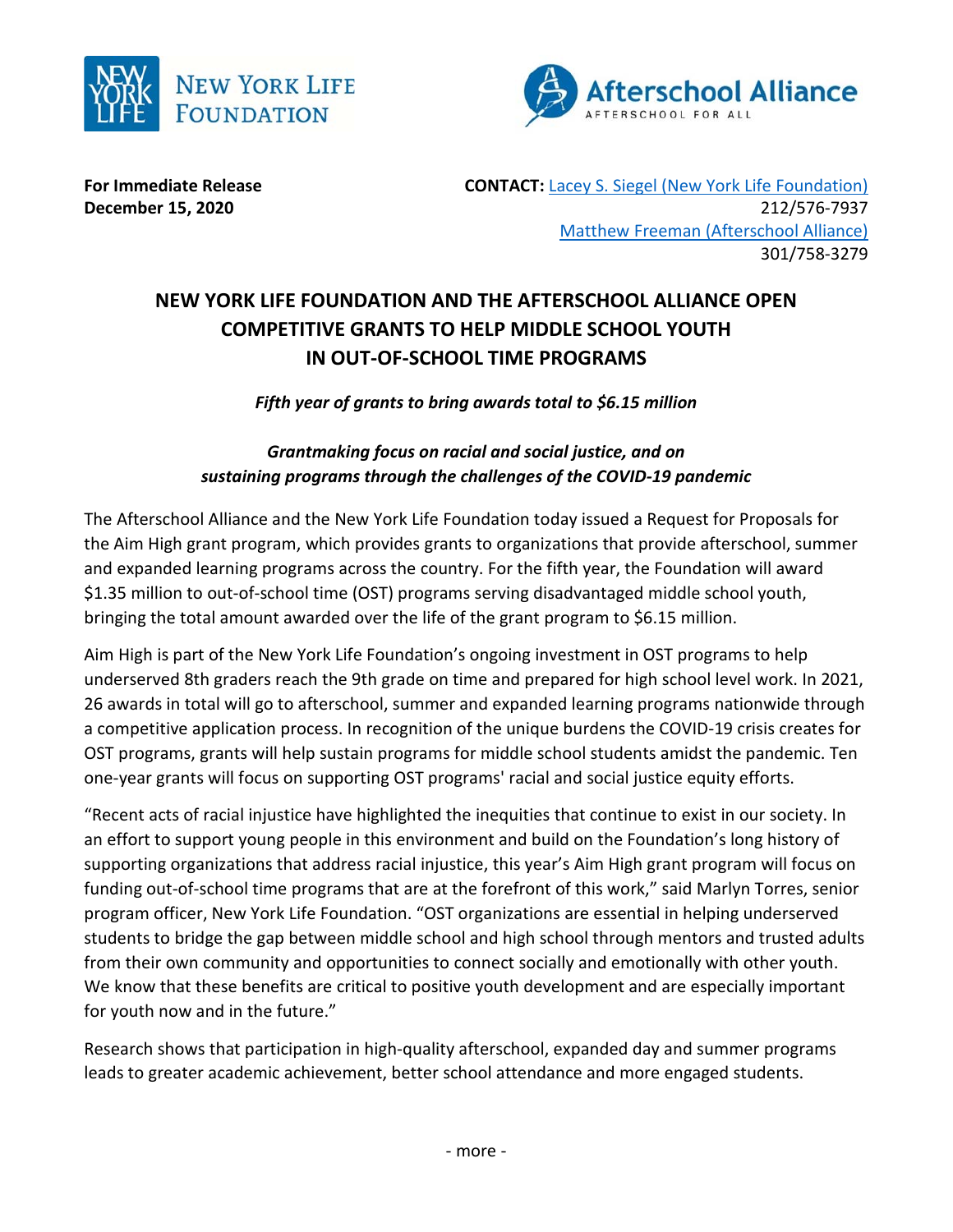NEW YORK LIFE FOUNDATION

Afterschool Alliance
AFTERSCHOOL FOR ALL

**For Immediate Release**
**December 15, 2020**

**CONTACT:** Lacey S. Siegel (New York Life Foundation)
212/576-7937
Matthew Freeman (Afterschool Alliance)
301/758-3279

# NEW YORK LIFE FOUNDATION AND THE AFTERSCHOOL ALLIANCE OPEN COMPETITIVE GRANTS TO HELP MIDDLE SCHOOL YOUTH IN OUT-OF-SCHOOL TIME PROGRAMS

***Fifth year of grants to bring awards total to $6.15 million***

***Grantmaking focus on racial and social justice, and on sustaining programs through the challenges of the COVID-19 pandemic***

The Afterschool Alliance and the New York Life Foundation today issued a Request for Proposals for the Aim High grant program, which provides grants to organizations that provide afterschool, summer and expanded learning programs across the country. For the fifth year, the Foundation will award $1.35 million to out-of-school time (OST) programs serving disadvantaged middle school youth, bringing the total amount awarded over the life of the grant program to $6.15 million.

Aim High is part of the New York Life Foundation's ongoing investment in OST programs to help underserved 8th graders reach the 9th grade on time and prepared for high school level work. In 2021, 26 awards in total will go to afterschool, summer and expanded learning programs nationwide through a competitive application process. In recognition of the unique burdens the COVID-19 crisis creates for OST programs, grants will help sustain programs for middle school students amidst the pandemic. Ten one-year grants will focus on supporting OST programs' racial and social justice equity efforts.

"Recent acts of racial injustice have highlighted the inequities that continue to exist in our society. In an effort to support young people in this environment and build on the Foundation's long history of supporting organizations that address racial injustice, this year's Aim High grant program will focus on funding out-of-school time programs that are at the forefront of this work," said Marlyn Torres, senior program officer, New York Life Foundation. "OST organizations are essential in helping underserved students to bridge the gap between middle school and high school through mentors and trusted adults from their own community and opportunities to connect socially and emotionally with other youth. We know that these benefits are critical to positive youth development and are especially important for youth now and in the future."

Research shows that participation in high-quality afterschool, expanded day and summer programs leads to greater academic achievement, better school attendance and more engaged students.

- more -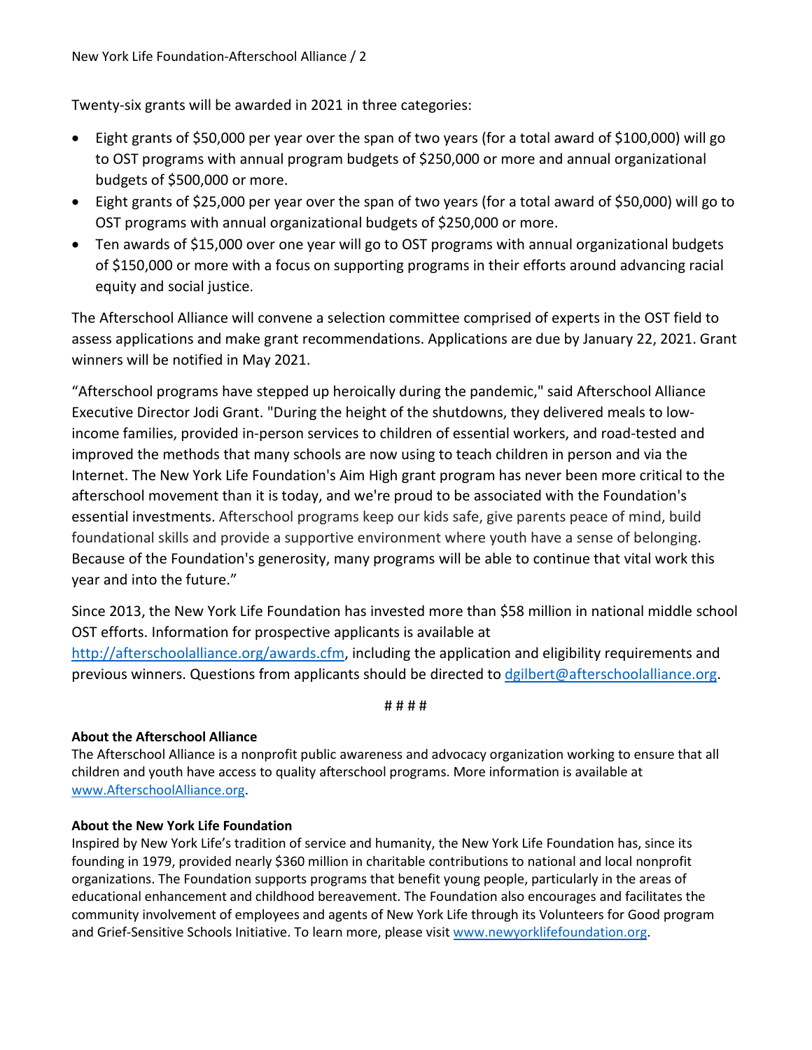Twenty-six grants will be awarded in 2021 in three categories:

- Eight grants of $50,000 per year over the span of two years (for a total award of $100,000) will go to OST programs with annual program budgets of $250,000 or more and annual organizational budgets of $500,000 or more.
- Eight grants of $25,000 per year over the span of two years (for a total award of $50,000) will go to OST programs with annual organizational budgets of $250,000 or more.
- Ten awards of $15,000 over one year will go to OST programs with annual organizational budgets of $150,000 or more with a focus on supporting programs in their efforts around advancing racial equity and social justice.

The Afterschool Alliance will convene a selection committee comprised of experts in the OST field to assess applications and make grant recommendations. Applications are due by January 22, 2021. Grant winners will be notified in May 2021.

“Afterschool programs have stepped up heroically during the pandemic," said Afterschool Alliance Executive Director Jodi Grant. "During the height of the shutdowns, they delivered meals to low-income families, provided in-person services to children of essential workers, and road-tested and improved the methods that many schools are now using to teach children in person and via the Internet. The New York Life Foundation's Aim High grant program has never been more critical to the afterschool movement than it is today, and we're proud to be associated with the Foundation's essential investments. Afterschool programs keep our kids safe, give parents peace of mind, build foundational skills and provide a supportive environment where youth have a sense of belonging. Because of the Foundation's generosity, many programs will be able to continue that vital work this year and into the future.”

Since 2013, the New York Life Foundation has invested more than $58 million in national middle school OST efforts. Information for prospective applicants is available at http://afterschoolalliance.org/awards.cfm, including the application and eligibility requirements and previous winners. Questions from applicants should be directed to dgilbert@afterschoolalliance.org.

# # # #

**About the Afterschool Alliance**

The Afterschool Alliance is a nonprofit public awareness and advocacy organization working to ensure that all children and youth have access to quality afterschool programs. More information is available at www.AfterschoolAlliance.org.

**About the New York Life Foundation**

Inspired by New York Life’s tradition of service and humanity, the New York Life Foundation has, since its founding in 1979, provided nearly $360 million in charitable contributions to national and local nonprofit organizations. The Foundation supports programs that benefit young people, particularly in the areas of educational enhancement and childhood bereavement. The Foundation also encourages and facilitates the community involvement of employees and agents of New York Life through its Volunteers for Good program and Grief-Sensitive Schools Initiative. To learn more, please visit www.newyorklifefoundation.org.